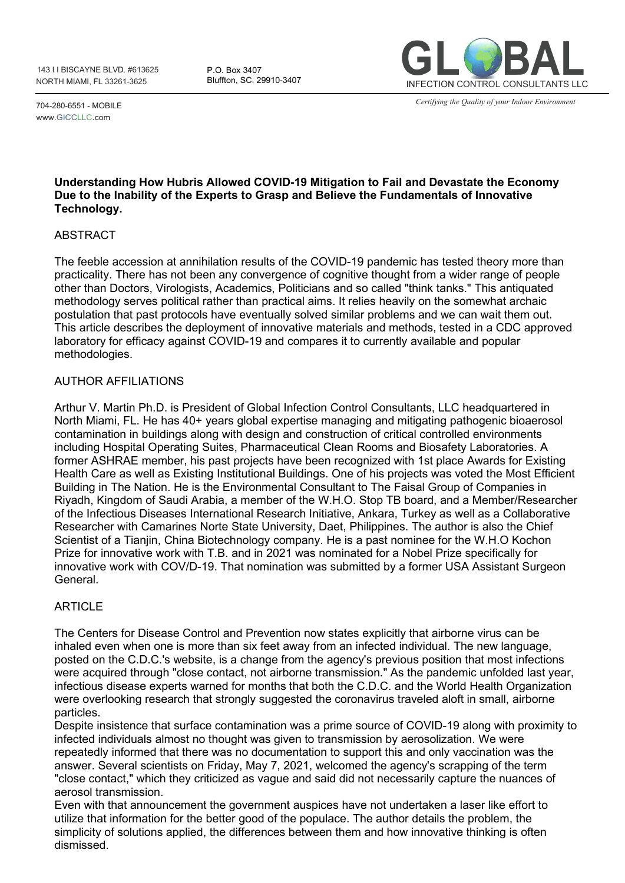143 I I BISCAYNE BLVD. #613625
NORTH MIAMI, FL 33261-3625

P.O. Box 3407
Bluffton, SC. 29910-3407

GLOBAL
INFECTION CONTROL CONSULTANTS LLC

704-280-6551 - MOBILE
www.GICCLLC.com

*Certifying the Quality of your Indoor Environment*

**Understanding How Hubris Allowed COVID-19 Mitigation to Fail and Devastate the Economy Due to the Inability of the Experts to Grasp and Believe the Fundamentals of Innovative Technology.**

## ABSTRACT

The feeble accession at annihilation results of the COVID-19 pandemic has tested theory more than practicality. There has not been any convergence of cognitive thought from a wider range of people other than Doctors, Virologists, Academics, Politicians and so called "think tanks." This antiquated methodology serves political rather than practical aims. It relies heavily on the somewhat archaic postulation that past protocols have eventually solved similar problems and we can wait them out. This article describes the deployment of innovative materials and methods, tested in a CDC approved laboratory for efficacy against COVID-19 and compares it to currently available and popular methodologies.

## AUTHOR AFFILIATIONS

Arthur V. Martin Ph.D. is President of Global Infection Control Consultants, LLC headquartered in North Miami, FL. He has 40+ years global expertise managing and mitigating pathogenic bioaerosol contamination in buildings along with design and construction of critical controlled environments including Hospital Operating Suites, Pharmaceutical Clean Rooms and Biosafety Laboratories. A former ASHRAE member, his past projects have been recognized with 1st place Awards for Existing Health Care as well as Existing Institutional Buildings. One of his projects was voted the Most Efficient Building in The Nation. He is the Environmental Consultant to The Faisal Group of Companies in Riyadh, Kingdom of Saudi Arabia, a member of the W.H.O. Stop TB board, and a Member/Researcher of the Infectious Diseases International Research Initiative, Ankara, Turkey as well as a Collaborative Researcher with Camarines Norte State University, Daet, Philippines. The author is also the Chief Scientist of a Tianjin, China Biotechnology company. He is a past nominee for the W.H.O Kochon Prize for innovative work with T.B. and in 2021 was nominated for a Nobel Prize specifically for innovative work with COV/D-19. That nomination was submitted by a former USA Assistant Surgeon General.

## ARTICLE

The Centers for Disease Control and Prevention now states explicitly that airborne virus can be inhaled even when one is more than six feet away from an infected individual. The new language, posted on the C.D.C.'s website, is a change from the agency's previous position that most infections were acquired through "close contact, not airborne transmission." As the pandemic unfolded last year, infectious disease experts warned for months that both the C.D.C. and the World Health Organization were overlooking research that strongly suggested the coronavirus traveled aloft in small, airborne particles.

Despite insistence that surface contamination was a prime source of COVID-19 along with proximity to infected individuals almost no thought was given to transmission by aerosolization. We were repeatedly informed that there was no documentation to support this and only vaccination was the answer. Several scientists on Friday, May 7, 2021, welcomed the agency's scrapping of the term "close contact," which they criticized as vague and said did not necessarily capture the nuances of aerosol transmission.

Even with that announcement the government auspices have not undertaken a laser like effort to utilize that information for the better good of the populace. The author details the problem, the simplicity of solutions applied, the differences between them and how innovative thinking is often dismissed.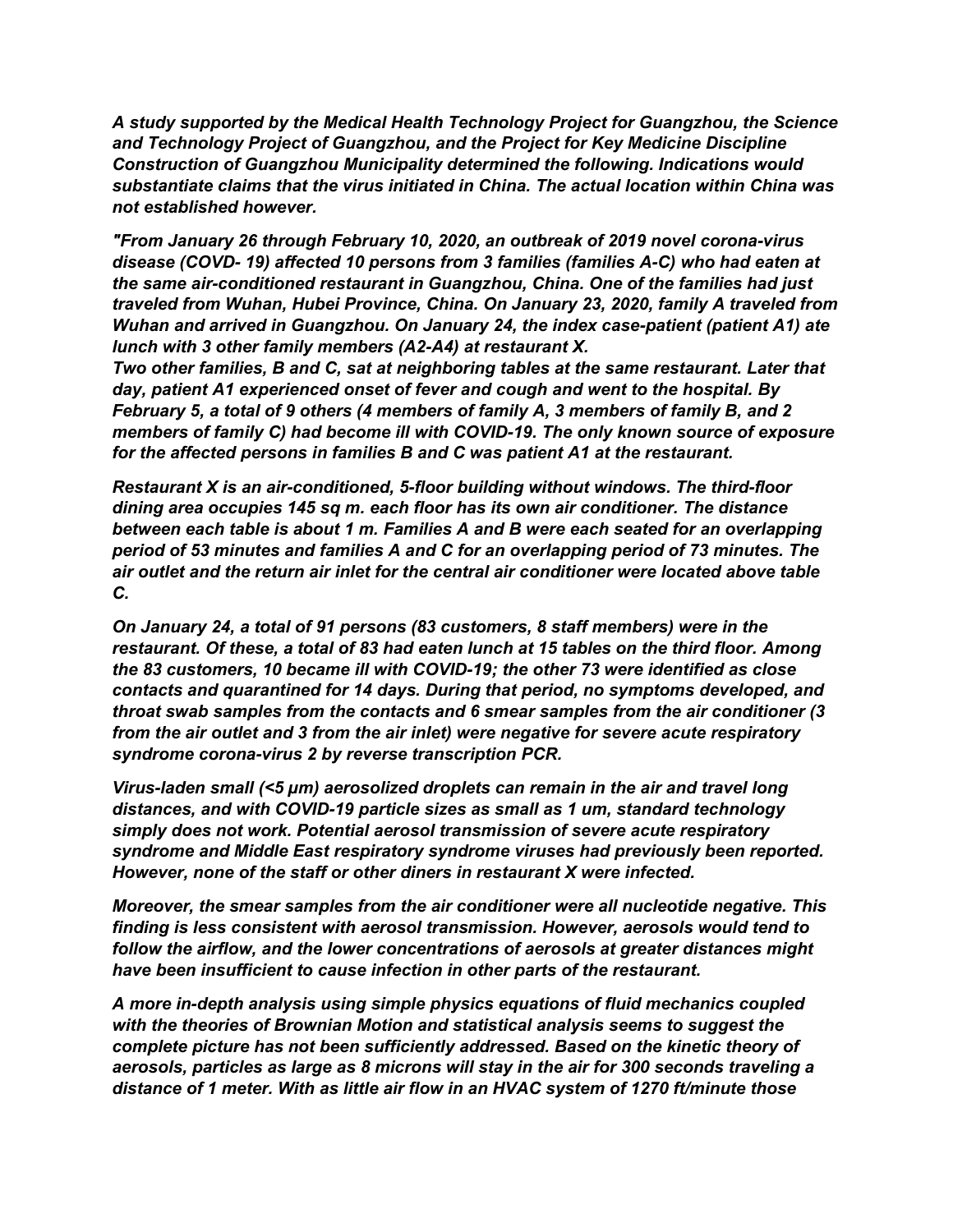***A study supported by the Medical Health Technology Project for Guangzhou, the Science and Technology Project of Guangzhou, and the Project for Key Medicine Discipline Construction of Guangzhou Municipality determined the following. Indications would substantiate claims that the virus initiated in China. The actual location within China was not established however.***

***"From January 26 through February 10, 2020, an outbreak of 2019 novel corona-virus disease (COVD- 19) affected 10 persons from 3 families (families A-C) who had eaten at the same air-conditioned restaurant in Guangzhou, China. One of the families had just traveled from Wuhan, Hubei Province, China. On January 23, 2020, family A traveled from Wuhan and arrived in Guangzhou. On January 24, the index case-patient (patient A1) ate lunch with 3 other family members (A2-A4) at restaurant X.***
***Two other families, B and C, sat at neighboring tables at the same restaurant. Later that day, patient A1 experienced onset of fever and cough and went to the hospital. By February 5, a total of 9 others (4 members of family A, 3 members of family B, and 2 members of family C) had become ill with COVID-19. The only known source of exposure for the affected persons in families B and C was patient A1 at the restaurant.***

***Restaurant X is an air-conditioned, 5-floor building without windows. The third-floor dining area occupies 145 sq m. each floor has its own air conditioner. The distance between each table is about 1 m. Families A and B were each seated for an overlapping period of 53 minutes and families A and C for an overlapping period of 73 minutes. The air outlet and the return air inlet for the central air conditioner were located above table C.***

***On January 24, a total of 91 persons (83 customers, 8 staff members) were in the restaurant. Of these, a total of 83 had eaten lunch at 15 tables on the third floor. Among the 83 customers, 10 became ill with COVID-19; the other 73 were identified as close contacts and quarantined for 14 days. During that period, no symptoms developed, and throat swab samples from the contacts and 6 smear samples from the air conditioner (3 from the air outlet and 3 from the air inlet) were negative for severe acute respiratory syndrome corona-virus 2 by reverse transcription PCR.***

***Virus-laden small (<5 μm) aerosolized droplets can remain in the air and travel long distances, and with COVID-19 particle sizes as small as 1 um, standard technology simply does not work. Potential aerosol transmission of severe acute respiratory syndrome and Middle East respiratory syndrome viruses had previously been reported. However, none of the staff or other diners in restaurant X were infected.***

***Moreover, the smear samples from the air conditioner were all nucleotide negative. This finding is less consistent with aerosol transmission. However, aerosols would tend to follow the airflow, and the lower concentrations of aerosols at greater distances might have been insufficient to cause infection in other parts of the restaurant.***

***A more in-depth analysis using simple physics equations of fluid mechanics coupled with the theories of Brownian Motion and statistical analysis seems to suggest the complete picture has not been sufficiently addressed. Based on the kinetic theory of aerosols, particles as large as 8 microns will stay in the air for 300 seconds traveling a distance of 1 meter. With as little air flow in an HVAC system of 1270 ft/minute those***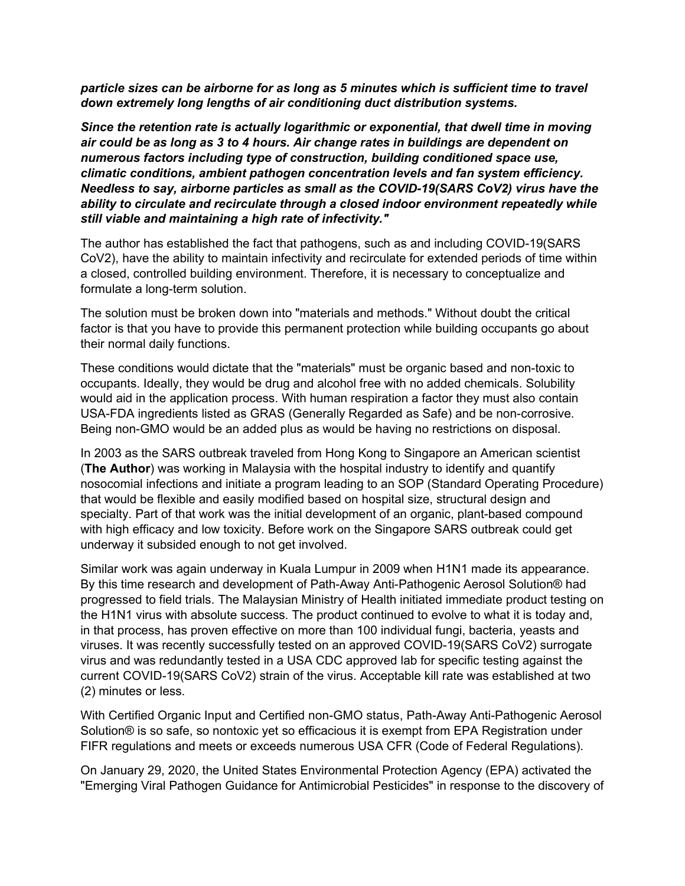***particle sizes can be airborne for as long as 5 minutes which is sufficient time to travel down extremely long lengths of air conditioning duct distribution systems.***

***Since the retention rate is actually logarithmic or exponential, that dwell time in moving air could be as long as 3 to 4 hours. Air change rates in buildings are dependent on numerous factors including type of construction, building conditioned space use, climatic conditions, ambient pathogen concentration levels and fan system efficiency. Needless to say, airborne particles as small as the COVID-19(SARS CoV2) virus have the ability to circulate and recirculate through a closed indoor environment repeatedly while still viable and maintaining a high rate of infectivity."***

The author has established the fact that pathogens, such as and including COVID-19(SARS CoV2), have the ability to maintain infectivity and recirculate for extended periods of time within a closed, controlled building environment. Therefore, it is necessary to conceptualize and formulate a long-term solution.

The solution must be broken down into "materials and methods." Without doubt the critical factor is that you have to provide this permanent protection while building occupants go about their normal daily functions.

These conditions would dictate that the "materials" must be organic based and non-toxic to occupants. Ideally, they would be drug and alcohol free with no added chemicals. Solubility would aid in the application process. With human respiration a factor they must also contain USA-FDA ingredients listed as GRAS (Generally Regarded as Safe) and be non-corrosive. Being non-GMO would be an added plus as would be having no restrictions on disposal.

In 2003 as the SARS outbreak traveled from Hong Kong to Singapore an American scientist (**The Author**) was working in Malaysia with the hospital industry to identify and quantify nosocomial infections and initiate a program leading to an SOP (Standard Operating Procedure) that would be flexible and easily modified based on hospital size, structural design and specialty. Part of that work was the initial development of an organic, plant-based compound with high efficacy and low toxicity. Before work on the Singapore SARS outbreak could get underway it subsided enough to not get involved.

Similar work was again underway in Kuala Lumpur in 2009 when H1N1 made its appearance. By this time research and development of Path-Away Anti-Pathogenic Aerosol Solution® had progressed to field trials. The Malaysian Ministry of Health initiated immediate product testing on the H1N1 virus with absolute success. The product continued to evolve to what it is today and, in that process, has proven effective on more than 100 individual fungi, bacteria, yeasts and viruses. It was recently successfully tested on an approved COVID-19(SARS CoV2) surrogate virus and was redundantly tested in a USA CDC approved lab for specific testing against the current COVID-19(SARS CoV2) strain of the virus. Acceptable kill rate was established at two (2) minutes or less.

With Certified Organic Input and Certified non-GMO status, Path-Away Anti-Pathogenic Aerosol Solution® is so safe, so nontoxic yet so efficacious it is exempt from EPA Registration under FIFR regulations and meets or exceeds numerous USA CFR (Code of Federal Regulations).

On January 29, 2020, the United States Environmental Protection Agency (EPA) activated the "Emerging Viral Pathogen Guidance for Antimicrobial Pesticides" in response to the discovery of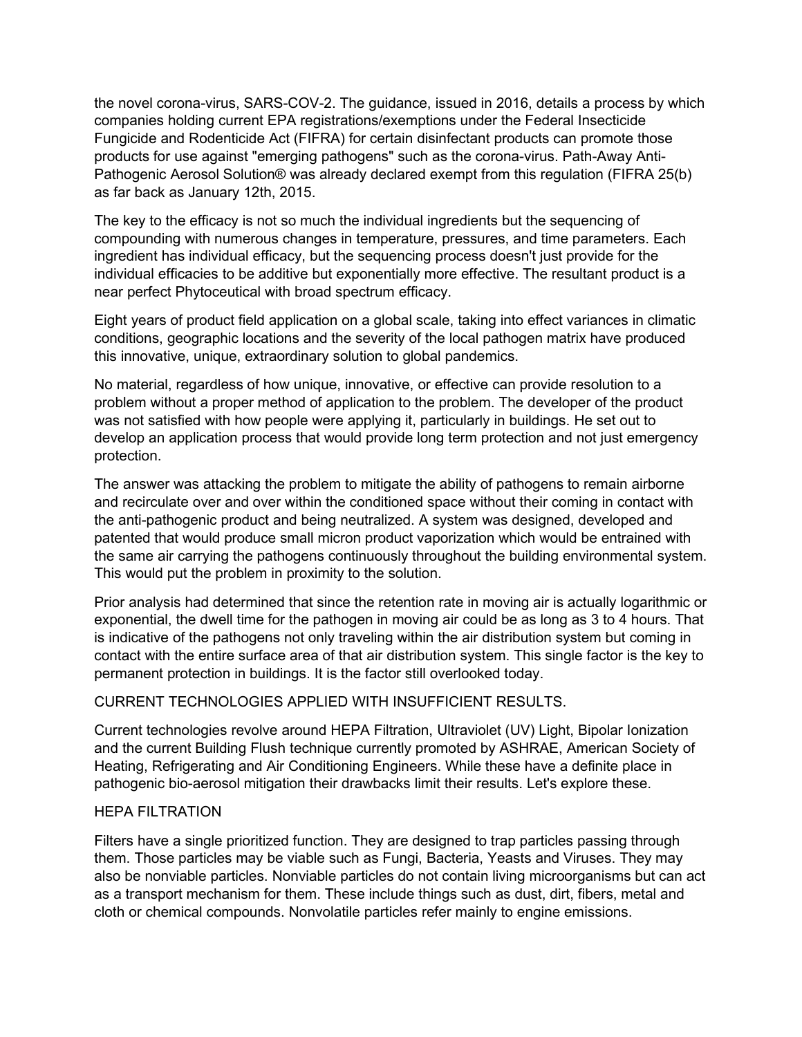the novel corona-virus, SARS-COV-2. The guidance, issued in 2016, details a process by which companies holding current EPA registrations/exemptions under the Federal Insecticide Fungicide and Rodenticide Act (FIFRA) for certain disinfectant products can promote those products for use against "emerging pathogens" such as the corona-virus. Path-Away Anti-Pathogenic Aerosol Solution® was already declared exempt from this regulation (FIFRA 25(b) as far back as January 12th, 2015.

The key to the efficacy is not so much the individual ingredients but the sequencing of compounding with numerous changes in temperature, pressures, and time parameters. Each ingredient has individual efficacy, but the sequencing process doesn't just provide for the individual efficacies to be additive but exponentially more effective. The resultant product is a near perfect Phytoceutical with broad spectrum efficacy.

Eight years of product field application on a global scale, taking into effect variances in climatic conditions, geographic locations and the severity of the local pathogen matrix have produced this innovative, unique, extraordinary solution to global pandemics.

No material, regardless of how unique, innovative, or effective can provide resolution to a problem without a proper method of application to the problem. The developer of the product was not satisfied with how people were applying it, particularly in buildings. He set out to develop an application process that would provide long term protection and not just emergency protection.

The answer was attacking the problem to mitigate the ability of pathogens to remain airborne and recirculate over and over within the conditioned space without their coming in contact with the anti-pathogenic product and being neutralized. A system was designed, developed and patented that would produce small micron product vaporization which would be entrained with the same air carrying the pathogens continuously throughout the building environmental system. This would put the problem in proximity to the solution.

Prior analysis had determined that since the retention rate in moving air is actually logarithmic or exponential, the dwell time for the pathogen in moving air could be as long as 3 to 4 hours. That is indicative of the pathogens not only traveling within the air distribution system but coming in contact with the entire surface area of that air distribution system. This single factor is the key to permanent protection in buildings. It is the factor still overlooked today.

## CURRENT TECHNOLOGIES APPLIED WITH INSUFFICIENT RESULTS.

Current technologies revolve around HEPA Filtration, Ultraviolet (UV) Light, Bipolar Ionization and the current Building Flush technique currently promoted by ASHRAE, American Society of Heating, Refrigerating and Air Conditioning Engineers. While these have a definite place in pathogenic bio-aerosol mitigation their drawbacks limit their results. Let's explore these.

### HEPA FILTRATION

Filters have a single prioritized function. They are designed to trap particles passing through them. Those particles may be viable such as Fungi, Bacteria, Yeasts and Viruses. They may also be nonviable particles. Nonviable particles do not contain living microorganisms but can act as a transport mechanism for them. These include things such as dust, dirt, fibers, metal and cloth or chemical compounds. Nonvolatile particles refer mainly to engine emissions.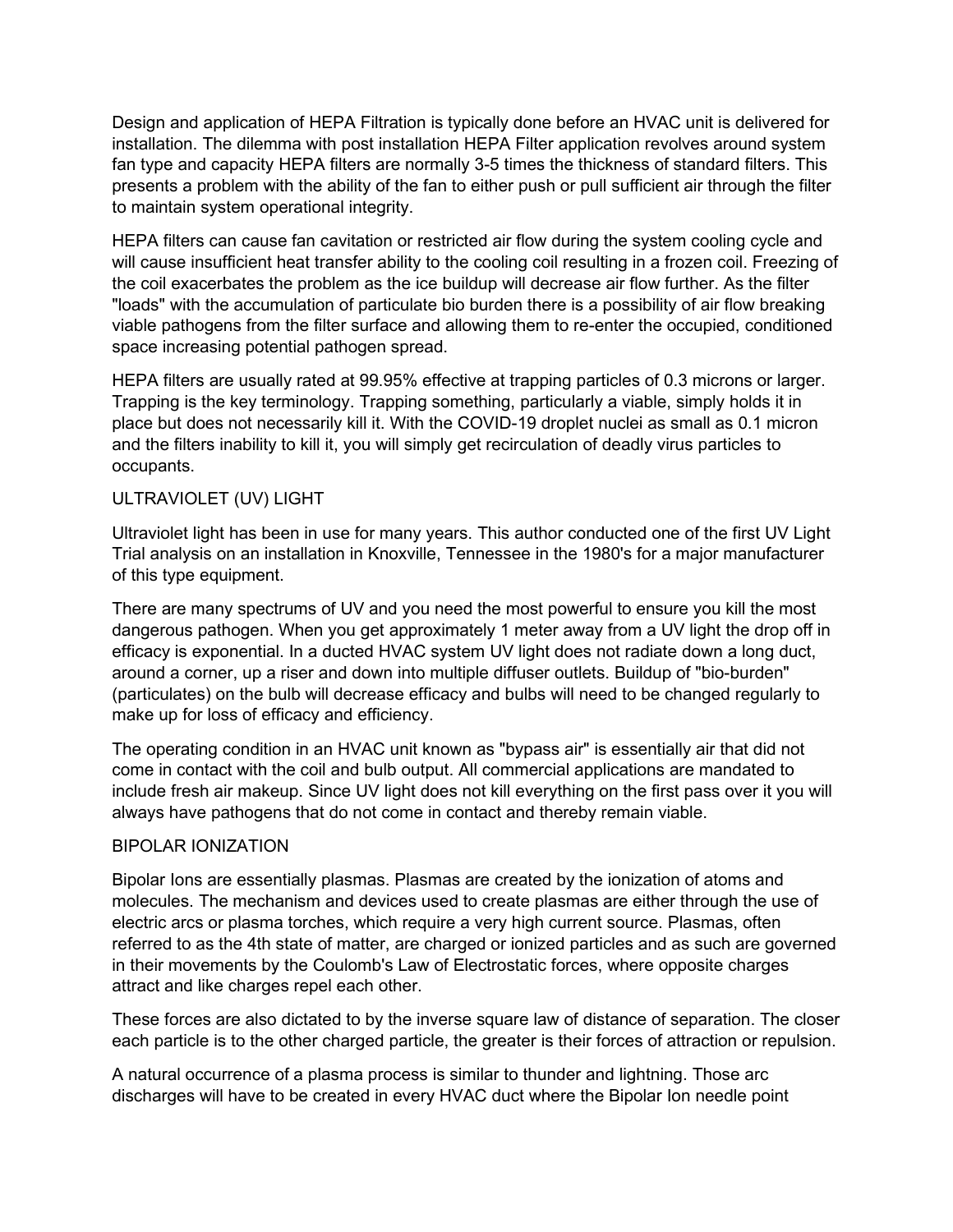Design and application of HEPA Filtration is typically done before an HVAC unit is delivered for installation. The dilemma with post installation HEPA Filter application revolves around system fan type and capacity HEPA filters are normally 3-5 times the thickness of standard filters. This presents a problem with the ability of the fan to either push or pull sufficient air through the filter to maintain system operational integrity.

HEPA filters can cause fan cavitation or restricted air flow during the system cooling cycle and will cause insufficient heat transfer ability to the cooling coil resulting in a frozen coil. Freezing of the coil exacerbates the problem as the ice buildup will decrease air flow further. As the filter "loads" with the accumulation of particulate bio burden there is a possibility of air flow breaking viable pathogens from the filter surface and allowing them to re-enter the occupied, conditioned space increasing potential pathogen spread.

HEPA filters are usually rated at 99.95% effective at trapping particles of 0.3 microns or larger. Trapping is the key terminology. Trapping something, particularly a viable, simply holds it in place but does not necessarily kill it. With the COVID-19 droplet nuclei as small as 0.1 micron and the filters inability to kill it, you will simply get recirculation of deadly virus particles to occupants.

## ULTRAVIOLET (UV) LIGHT

Ultraviolet light has been in use for many years. This author conducted one of the first UV Light Trial analysis on an installation in Knoxville, Tennessee in the 1980's for a major manufacturer of this type equipment.

There are many spectrums of UV and you need the most powerful to ensure you kill the most dangerous pathogen. When you get approximately 1 meter away from a UV light the drop off in efficacy is exponential. In a ducted HVAC system UV light does not radiate down a long duct, around a corner, up a riser and down into multiple diffuser outlets. Buildup of "bio-burden" (particulates) on the bulb will decrease efficacy and bulbs will need to be changed regularly to make up for loss of efficacy and efficiency.

The operating condition in an HVAC unit known as "bypass air" is essentially air that did not come in contact with the coil and bulb output. All commercial applications are mandated to include fresh air makeup. Since UV light does not kill everything on the first pass over it you will always have pathogens that do not come in contact and thereby remain viable.

## BIPOLAR IONIZATION

Bipolar Ions are essentially plasmas. Plasmas are created by the ionization of atoms and molecules. The mechanism and devices used to create plasmas are either through the use of electric arcs or plasma torches, which require a very high current source. Plasmas, often referred to as the 4th state of matter, are charged or ionized particles and as such are governed in their movements by the Coulomb's Law of Electrostatic forces, where opposite charges attract and like charges repel each other.

These forces are also dictated to by the inverse square law of distance of separation. The closer each particle is to the other charged particle, the greater is their forces of attraction or repulsion.

A natural occurrence of a plasma process is similar to thunder and lightning. Those arc discharges will have to be created in every HVAC duct where the Bipolar Ion needle point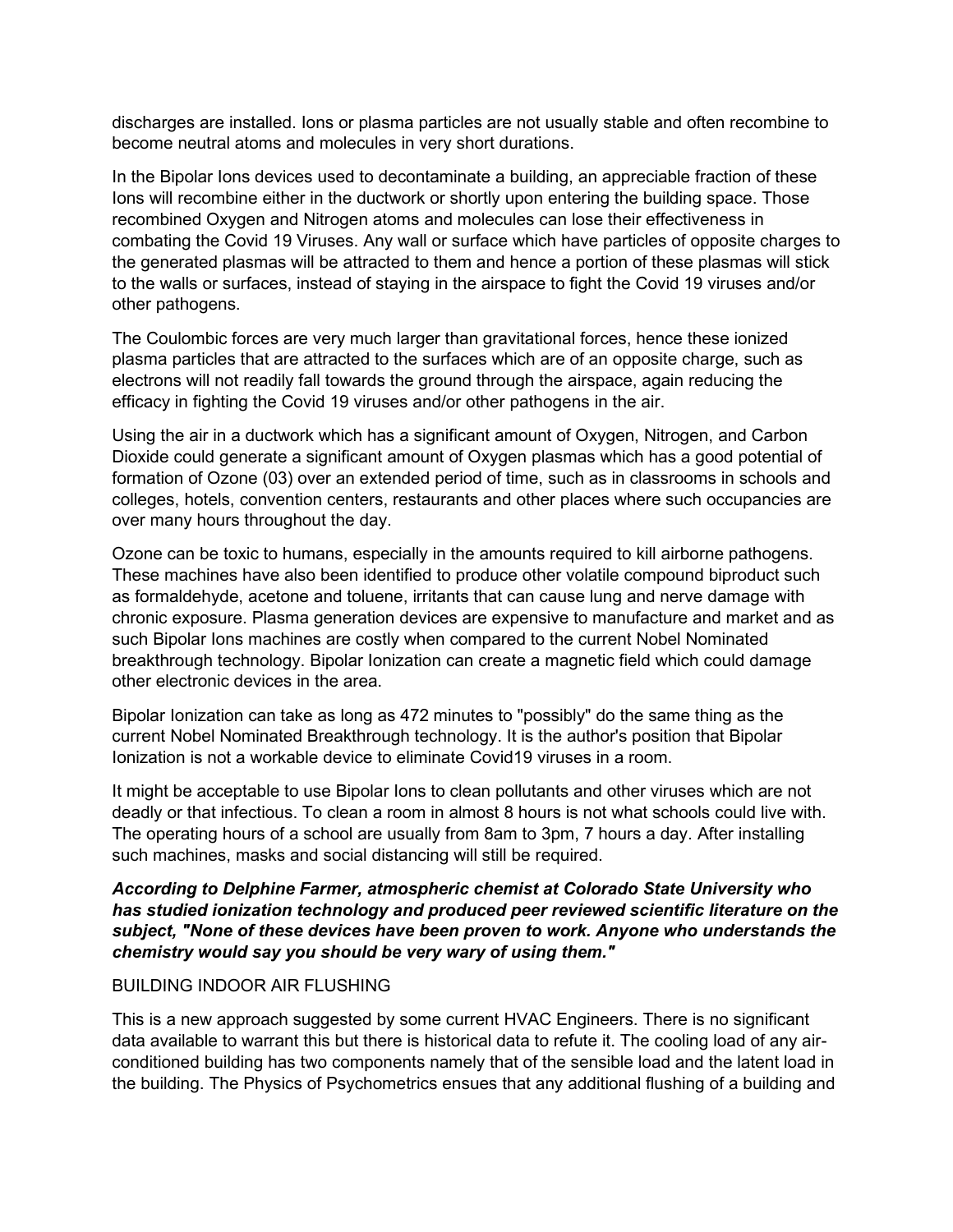discharges are installed. Ions or plasma particles are not usually stable and often recombine to become neutral atoms and molecules in very short durations.

In the Bipolar Ions devices used to decontaminate a building, an appreciable fraction of these Ions will recombine either in the ductwork or shortly upon entering the building space. Those recombined Oxygen and Nitrogen atoms and molecules can lose their effectiveness in combating the Covid 19 Viruses. Any wall or surface which have particles of opposite charges to the generated plasmas will be attracted to them and hence a portion of these plasmas will stick to the walls or surfaces, instead of staying in the airspace to fight the Covid 19 viruses and/or other pathogens.

The Coulombic forces are very much larger than gravitational forces, hence these ionized plasma particles that are attracted to the surfaces which are of an opposite charge, such as electrons will not readily fall towards the ground through the airspace, again reducing the efficacy in fighting the Covid 19 viruses and/or other pathogens in the air.

Using the air in a ductwork which has a significant amount of Oxygen, Nitrogen, and Carbon Dioxide could generate a significant amount of Oxygen plasmas which has a good potential of formation of Ozone (03) over an extended period of time, such as in classrooms in schools and colleges, hotels, convention centers, restaurants and other places where such occupancies are over many hours throughout the day.

Ozone can be toxic to humans, especially in the amounts required to kill airborne pathogens. These machines have also been identified to produce other volatile compound biproduct such as formaldehyde, acetone and toluene, irritants that can cause lung and nerve damage with chronic exposure. Plasma generation devices are expensive to manufacture and market and as such Bipolar Ions machines are costly when compared to the current Nobel Nominated breakthrough technology. Bipolar Ionization can create a magnetic field which could damage other electronic devices in the area.

Bipolar Ionization can take as long as 472 minutes to "possibly" do the same thing as the current Nobel Nominated Breakthrough technology. It is the author's position that Bipolar Ionization is not a workable device to eliminate Covid19 viruses in a room.

It might be acceptable to use Bipolar Ions to clean pollutants and other viruses which are not deadly or that infectious. To clean a room in almost 8 hours is not what schools could live with. The operating hours of a school are usually from 8am to 3pm, 7 hours a day. After installing such machines, masks and social distancing will still be required.

***According to Delphine Farmer, atmospheric chemist at Colorado State University who has studied ionization technology and produced peer reviewed scientific literature on the subject, "None of these devices have been proven to work. Anyone who understands the chemistry would say you should be very wary of using them."***

BUILDING INDOOR AIR FLUSHING

This is a new approach suggested by some current HVAC Engineers. There is no significant data available to warrant this but there is historical data to refute it. The cooling load of any air-conditioned building has two components namely that of the sensible load and the latent load in the building. The Physics of Psychometrics ensues that any additional flushing of a building and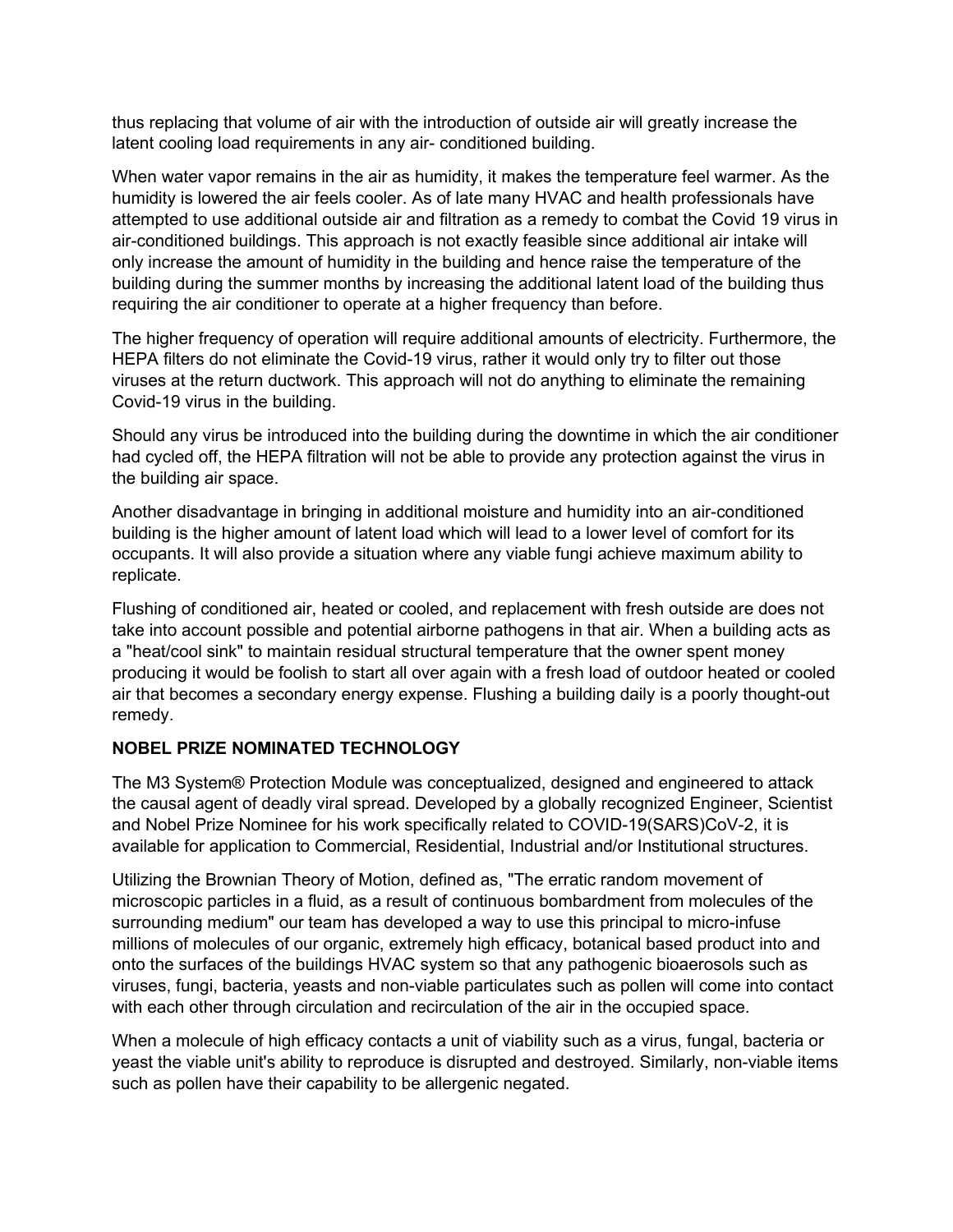thus replacing that volume of air with the introduction of outside air will greatly increase the latent cooling load requirements in any air- conditioned building.

When water vapor remains in the air as humidity, it makes the temperature feel warmer. As the humidity is lowered the air feels cooler. As of late many HVAC and health professionals have attempted to use additional outside air and filtration as a remedy to combat the Covid 19 virus in air-conditioned buildings. This approach is not exactly feasible since additional air intake will only increase the amount of humidity in the building and hence raise the temperature of the building during the summer months by increasing the additional latent load of the building thus requiring the air conditioner to operate at a higher frequency than before.

The higher frequency of operation will require additional amounts of electricity. Furthermore, the HEPA filters do not eliminate the Covid-19 virus, rather it would only try to filter out those viruses at the return ductwork. This approach will not do anything to eliminate the remaining Covid-19 virus in the building.

Should any virus be introduced into the building during the downtime in which the air conditioner had cycled off, the HEPA filtration will not be able to provide any protection against the virus in the building air space.

Another disadvantage in bringing in additional moisture and humidity into an air-conditioned building is the higher amount of latent load which will lead to a lower level of comfort for its occupants. It will also provide a situation where any viable fungi achieve maximum ability to replicate.

Flushing of conditioned air, heated or cooled, and replacement with fresh outside are does not take into account possible and potential airborne pathogens in that air. When a building acts as a "heat/cool sink" to maintain residual structural temperature that the owner spent money producing it would be foolish to start all over again with a fresh load of outdoor heated or cooled air that becomes a secondary energy expense. Flushing a building daily is a poorly thought-out remedy.

**NOBEL PRIZE NOMINATED TECHNOLOGY**

The M3 System® Protection Module was conceptualized, designed and engineered to attack the causal agent of deadly viral spread. Developed by a globally recognized Engineer, Scientist and Nobel Prize Nominee for his work specifically related to COVID-19(SARS)CoV-2, it is available for application to Commercial, Residential, Industrial and/or Institutional structures.

Utilizing the Brownian Theory of Motion, defined as, "The erratic random movement of microscopic particles in a fluid, as a result of continuous bombardment from molecules of the surrounding medium" our team has developed a way to use this principal to micro-infuse millions of molecules of our organic, extremely high efficacy, botanical based product into and onto the surfaces of the buildings HVAC system so that any pathogenic bioaerosols such as viruses, fungi, bacteria, yeasts and non-viable particulates such as pollen will come into contact with each other through circulation and recirculation of the air in the occupied space.

When a molecule of high efficacy contacts a unit of viability such as a virus, fungal, bacteria or yeast the viable unit's ability to reproduce is disrupted and destroyed. Similarly, non-viable items such as pollen have their capability to be allergenic negated.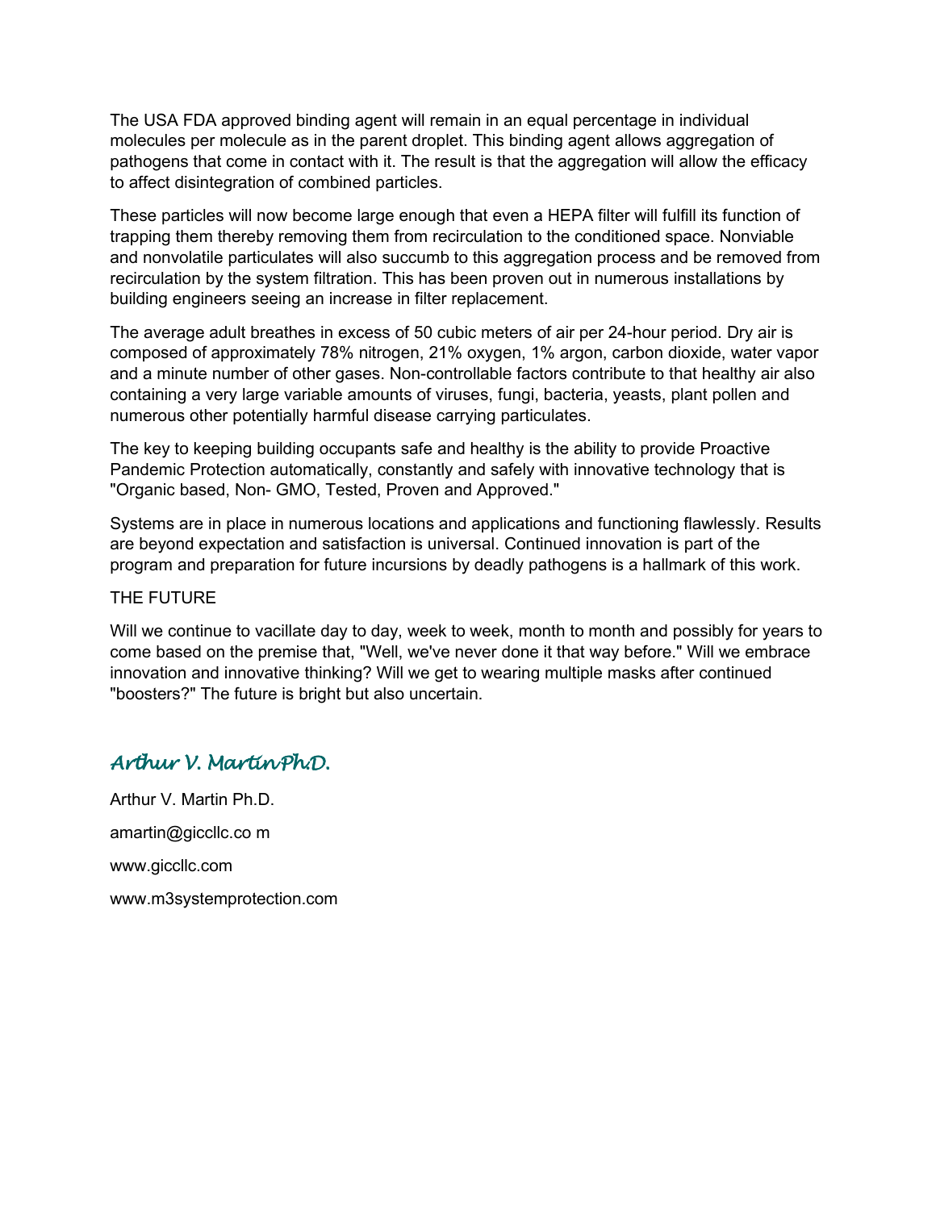The USA FDA approved binding agent will remain in an equal percentage in individual molecules per molecule as in the parent droplet. This binding agent allows aggregation of pathogens that come in contact with it. The result is that the aggregation will allow the efficacy to affect disintegration of combined particles.

These particles will now become large enough that even a HEPA filter will fulfill its function of trapping them thereby removing them from recirculation to the conditioned space. Nonviable and nonvolatile particulates will also succumb to this aggregation process and be removed from recirculation by the system filtration. This has been proven out in numerous installations by building engineers seeing an increase in filter replacement.

The average adult breathes in excess of 50 cubic meters of air per 24-hour period. Dry air is composed of approximately 78% nitrogen, 21% oxygen, 1% argon, carbon dioxide, water vapor and a minute number of other gases. Non-controllable factors contribute to that healthy air also containing a very large variable amounts of viruses, fungi, bacteria, yeasts, plant pollen and numerous other potentially harmful disease carrying particulates.

The key to keeping building occupants safe and healthy is the ability to provide Proactive Pandemic Protection automatically, constantly and safely with innovative technology that is "Organic based, Non- GMO, Tested, Proven and Approved."

Systems are in place in numerous locations and applications and functioning flawlessly. Results are beyond expectation and satisfaction is universal. Continued innovation is part of the program and preparation for future incursions by deadly pathogens is a hallmark of this work.

THE FUTURE

Will we continue to vacillate day to day, week to week, month to month and possibly for years to come based on the premise that, "Well, we've never done it that way before." Will we embrace innovation and innovative thinking? Will we get to wearing multiple masks after continued "boosters?" The future is bright but also uncertain.

*Arthur V. Martin Ph.D.*

Arthur V. Martin Ph.D.

amartin@gicclc.co m

www.giccllc.com

www.m3systemprotection.com